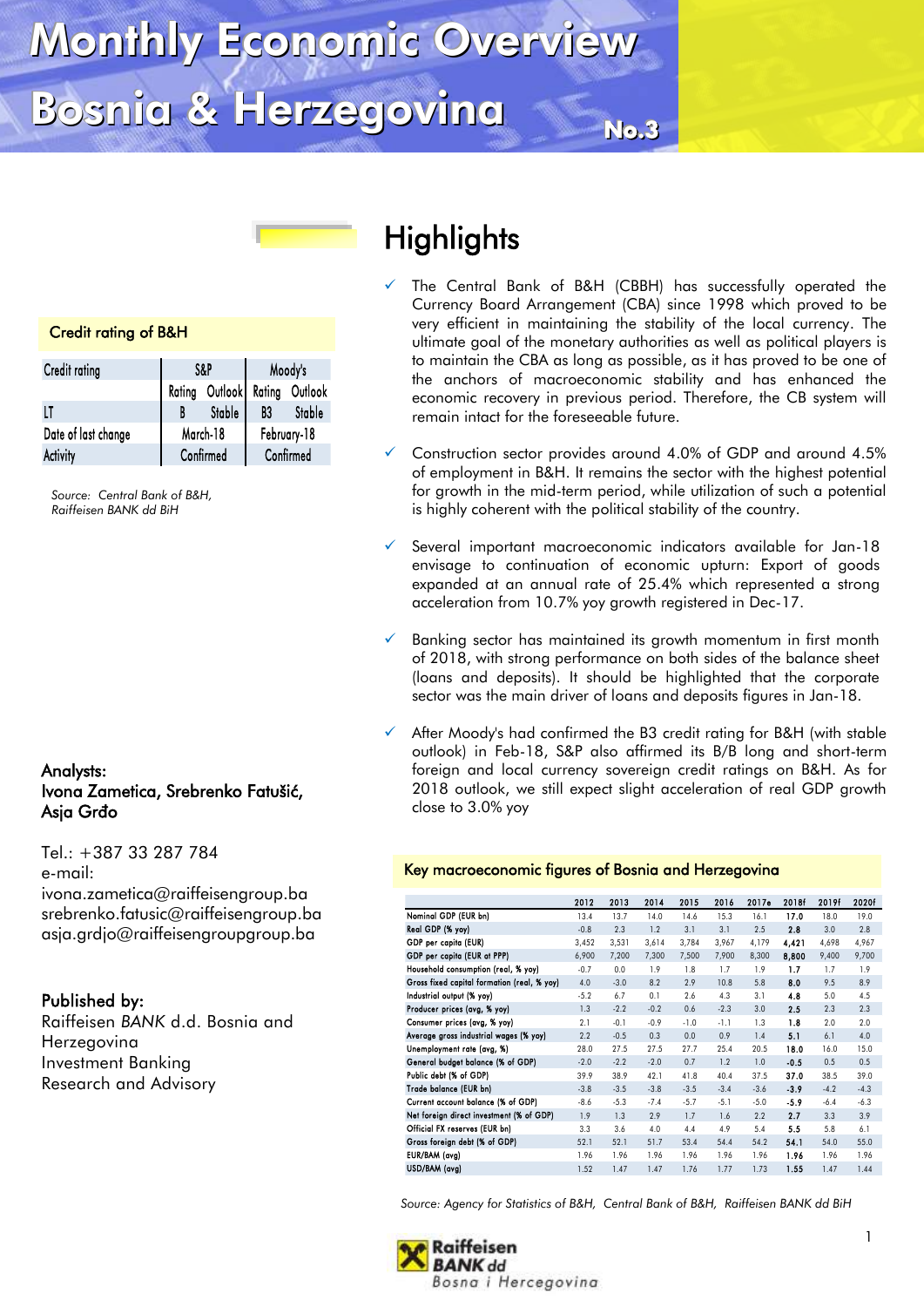# Monthly Economic Overview
# Bosnia & Herzegovina

**No.3**

### Credit rating of B&H

| Credit rating | S&P | | Moody's | |
|---|---|---|---|---|
| | Rating | Outlook | Rating | Outlook |
| LT | B | Stable | B3 | Stable |
| Date of last change | March-18 | | February-18 | |
| Activity | Confirmed | | Confirmed | |

*Source: Central Bank of B&H, Raiffeisen BANK dd BiH*

**Analysts:**
**Ivona Zametica, Srebrenko Fatušić, Asja Grđo**

Tel.: +387 33 287 784
e-mail:
ivona.zametica@raiffeisengroup.ba
srebrenko.fatusic@raiffeisengroup.ba
asja.grdjo@raiffeisengroupgroup.ba

**Published by:**
Raiffeisen *BANK* d.d. Bosnia and Herzegovina
Investment Banking
Research and Advisory

# Highlights

- The Central Bank of B&H (CBBH) has successfully operated the Currency Board Arrangement (CBA) since 1998 which proved to be very efficient in maintaining the stability of the local currency. The ultimate goal of the monetary authorities as well as political players is to maintain the CBA as long as possible, as it has proved to be one of the anchors of macroeconomic stability and has enhanced the economic recovery in previous period. Therefore, the CB system will remain intact for the foreseeable future.

- Construction sector provides around 4.0% of GDP and around 4.5% of employment in B&H. It remains the sector with the highest potential for growth in the mid-term period, while utilization of such a potential is highly coherent with the political stability of the country.

- Several important macroeconomic indicators available for Jan-18 envisage to continuation of economic upturn: Export of goods expanded at an annual rate of 25.4% which represented a strong acceleration from 10.7% yoy growth registered in Dec-17.

- Banking sector has maintained its growth momentum in first month of 2018, with strong performance on both sides of the balance sheet (loans and deposits). It should be highlighted that the corporate sector was the main driver of loans and deposits figures in Jan-18.

- After Moody's had confirmed the B3 credit rating for B&H (with stable outlook) in Feb-18, S&P also affirmed its B/B long and short-term foreign and local currency sovereign credit ratings on B&H. As for 2018 outlook, we still expect slight acceleration of real GDP growth close to 3.0% yoy

### Key macroeconomic figures of Bosnia and Herzegovina

| | 2012 | 2013 | 2014 | 2015 | 2016 | 2017e | 2018f | 2019f | 2020f |
|---|---|---|---|---|---|---|---|---|---|
| Nominal GDP (EUR bn) | 13.4 | 13.7 | 14.0 | 14.6 | 15.3 | 16.1 | **17.0** | 18.0 | 19.0 |
| Real GDP (% yoy) | -0.8 | 2.3 | 1.2 | 3.1 | 3.1 | 2.5 | **2.8** | 3.0 | 2.8 |
| GDP per capita (EUR) | 3,452 | 3,531 | 3,614 | 3,784 | 3,967 | 4,179 | **4,421** | 4,698 | 4,967 |
| GDP per capita (EUR at PPP) | 6,900 | 7,200 | 7,300 | 7,500 | 7,900 | 8,300 | **8,800** | 9,400 | 9,700 |
| Household consumption (real, % yoy) | -0.7 | 0.0 | 1.9 | 1.8 | 1.7 | 1.9 | **1.7** | 1.7 | 1.9 |
| Gross fixed capital formation (real, % yoy) | 4.0 | -3.0 | 8.2 | 2.9 | 10.8 | 5.8 | **8.0** | 9.5 | 8.9 |
| Industrial output (% yoy) | -5.2 | 6.7 | 0.1 | 2.6 | 4.3 | 3.1 | **4.8** | 5.0 | 4.5 |
| Producer prices (avg, % yoy) | 1.3 | -2.2 | -0.2 | 0.6 | -2.3 | 3.0 | **2.5** | 2.3 | 2.3 |
| Consumer prices (avg, % yoy) | 2.1 | -0.1 | -0.9 | -1.0 | -1.1 | 1.3 | **1.8** | 2.0 | 2.0 |
| Average gross industrial wages (% yoy) | 2.2 | -0.5 | 0.3 | 0.0 | 0.9 | 1.4 | **5.1** | 6.1 | 4.0 |
| Unemployment rate (avg, %) | 28.0 | 27.5 | 27.5 | 27.7 | 25.4 | 20.5 | **18.0** | 16.0 | 15.0 |
| General budget balance (% of GDP) | -2.0 | -2.2 | -2.0 | 0.7 | 1.2 | 1.0 | **-0.5** | 0.5 | 0.5 |
| Public debt (% of GDP) | 39.9 | 38.9 | 42.1 | 41.8 | 40.4 | 37.5 | **37.0** | 38.5 | 39.0 |
| Trade balance (EUR bn) | -3.8 | -3.5 | -3.8 | -3.5 | -3.4 | -3.6 | **-3.9** | -4.2 | -4.3 |
| Current account balance (% of GDP) | -8.6 | -5.3 | -7.4 | -5.7 | -5.1 | -5.0 | **-5.9** | -6.4 | -6.3 |
| Net foreign direct investment (% of GDP) | 1.9 | 1.3 | 2.9 | 1.7 | 1.6 | 2.2 | **2.7** | 3.3 | 3.9 |
| Official FX reserves (EUR bn) | 3.3 | 3.6 | 4.0 | 4.4 | 4.9 | 5.4 | **5.5** | 5.8 | 6.1 |
| Gross foreign debt (% of GDP) | 52.1 | 52.1 | 51.7 | 53.4 | 54.4 | 54.2 | **54.1** | 54.0 | 55.0 |
| EUR/BAM (avg) | 1.96 | 1.96 | 1.96 | 1.96 | 1.96 | 1.96 | **1.96** | 1.96 | 1.96 |
| USD/BAM (avg) | 1.52 | 1.47 | 1.47 | 1.76 | 1.77 | 1.73 | **1.55** | 1.47 | 1.44 |

*Source: Agency for Statistics of B&H, Central Bank of B&H, Raiffeisen BANK dd BiH*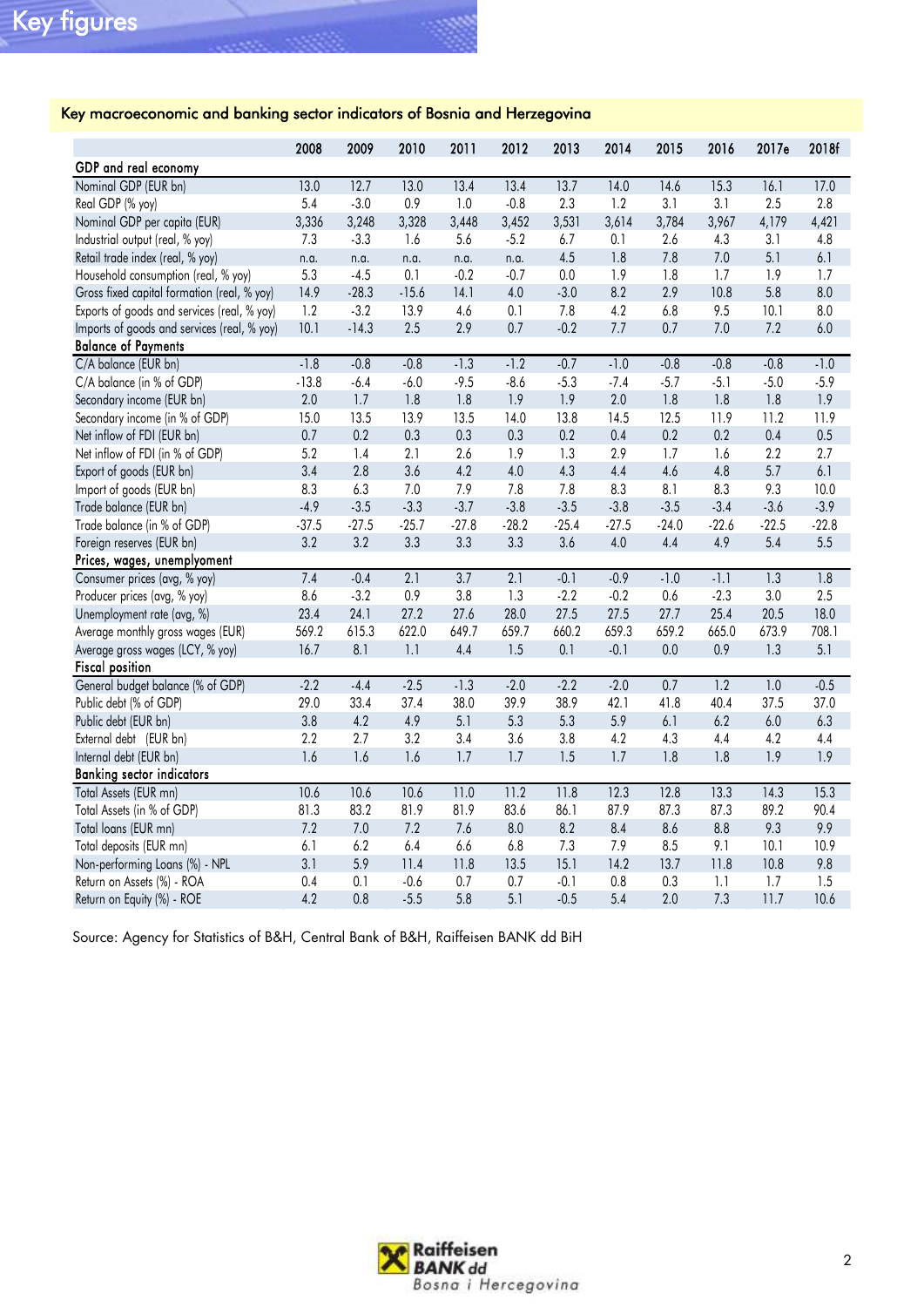# Key figures

## Key macroeconomic and banking sector indicators of Bosnia and Herzegovina

| | 2008 | 2009 | 2010 | 2011 | 2012 | 2013 | 2014 | 2015 | 2016 | 2017e | 2018f |
|---|---|---|---|---|---|---|---|---|---|---|---|
| **GDP and real economy** | | | | | | | | | | | |
| Nominal GDP (EUR bn) | 13.0 | 12.7 | 13.0 | 13.4 | 13.4 | 13.7 | 14.0 | 14.6 | 15.3 | 16.1 | 17.0 |
| Real GDP (% yoy) | 5.4 | -3.0 | 0.9 | 1.0 | -0.8 | 2.3 | 1.2 | 3.1 | 3.1 | 2.5 | 2.8 |
| Nominal GDP per capita (EUR) | 3,336 | 3,248 | 3,328 | 3,448 | 3,452 | 3,531 | 3,614 | 3,784 | 3,967 | 4,179 | 4,421 |
| Industrial output (real, % yoy) | 7.3 | -3.3 | 1.6 | 5.6 | -5.2 | 6.7 | 0.1 | 2.6 | 4.3 | 3.1 | 4.8 |
| Retail trade index (real, % yoy) | n.a. | n.a. | n.a. | n.a. | n.a. | 4.5 | 1.8 | 7.8 | 7.0 | 5.1 | 6.1 |
| Household consumption (real, % yoy) | 5.3 | -4.5 | 0.1 | -0.2 | -0.7 | 0.0 | 1.9 | 1.8 | 1.7 | 1.9 | 1.7 |
| Gross fixed capital formation (real, % yoy) | 14.9 | -28.3 | -15.6 | 14.1 | 4.0 | -3.0 | 8.2 | 2.9 | 10.8 | 5.8 | 8.0 |
| Exports of goods and services (real, % yoy) | 1.2 | -3.2 | 13.9 | 4.6 | 0.1 | 7.8 | 4.2 | 6.8 | 9.5 | 10.1 | 8.0 |
| Imports of goods and services (real, % yoy) | 10.1 | -14.3 | 2.5 | 2.9 | 0.7 | -0.2 | 7.7 | 0.7 | 7.0 | 7.2 | 6.0 |
| **Balance of Payments** | | | | | | | | | | | |
| C/A balance (EUR bn) | -1.8 | -0.8 | -0.8 | -1.3 | -1.2 | -0.7 | -1.0 | -0.8 | -0.8 | -0.8 | -1.0 |
| C/A balance (in % of GDP) | -13.8 | -6.4 | -6.0 | -9.5 | -8.6 | -5.3 | -7.4 | -5.7 | -5.1 | -5.0 | -5.9 |
| Secondary income (EUR bn) | 2.0 | 1.7 | 1.8 | 1.8 | 1.9 | 1.9 | 2.0 | 1.8 | 1.8 | 1.8 | 1.9 |
| Secondary income (in % of GDP) | 15.0 | 13.5 | 13.9 | 13.5 | 14.0 | 13.8 | 14.5 | 12.5 | 11.9 | 11.2 | 11.9 |
| Net inflow of FDI (EUR bn) | 0.7 | 0.2 | 0.3 | 0.3 | 0.3 | 0.2 | 0.4 | 0.2 | 0.2 | 0.4 | 0.5 |
| Net inflow of FDI (in % of GDP) | 5.2 | 1.4 | 2.1 | 2.6 | 1.9 | 1.3 | 2.9 | 1.7 | 1.6 | 2.2 | 2.7 |
| Export of goods (EUR bn) | 3.4 | 2.8 | 3.6 | 4.2 | 4.0 | 4.3 | 4.4 | 4.6 | 4.8 | 5.7 | 6.1 |
| Import of goods (EUR bn) | 8.3 | 6.3 | 7.0 | 7.9 | 7.8 | 7.8 | 8.3 | 8.1 | 8.3 | 9.3 | 10.0 |
| Trade balance (EUR bn) | -4.9 | -3.5 | -3.3 | -3.7 | -3.8 | -3.5 | -3.8 | -3.5 | -3.4 | -3.6 | -3.9 |
| Trade balance (in % of GDP) | -37.5 | -27.5 | -25.7 | -27.8 | -28.2 | -25.4 | -27.5 | -24.0 | -22.6 | -22.5 | -22.8 |
| Foreign reserves (EUR bn) | 3.2 | 3.2 | 3.3 | 3.3 | 3.3 | 3.6 | 4.0 | 4.4 | 4.9 | 5.4 | 5.5 |
| **Prices, wages, unemployment** | | | | | | | | | | | |
| Consumer prices (avg, % yoy) | 7.4 | -0.4 | 2.1 | 3.7 | 2.1 | -0.1 | -0.9 | -1.0 | -1.1 | 1.3 | 1.8 |
| Producer prices (avg, % yoy) | 8.6 | -3.2 | 0.9 | 3.8 | 1.3 | -2.2 | -0.2 | 0.6 | -2.3 | 3.0 | 2.5 |
| Unemployment rate (avg, %) | 23.4 | 24.1 | 27.2 | 27.6 | 28.0 | 27.5 | 27.5 | 27.7 | 25.4 | 20.5 | 18.0 |
| Average monthly gross wages (EUR) | 569.2 | 615.3 | 622.0 | 649.7 | 659.7 | 660.2 | 659.3 | 659.2 | 665.0 | 673.9 | 708.1 |
| Average gross wages (LCY, % yoy) | 16.7 | 8.1 | 1.1 | 4.4 | 1.5 | 0.1 | -0.1 | 0.0 | 0.9 | 1.3 | 5.1 |
| **Fiscal position** | | | | | | | | | | | |
| General budget balance (% of GDP) | -2.2 | -4.4 | -2.5 | -1.3 | -2.0 | -2.2 | -2.0 | 0.7 | 1.2 | 1.0 | -0.5 |
| Public debt (% of GDP) | 29.0 | 33.4 | 37.4 | 38.0 | 39.9 | 38.9 | 42.1 | 41.8 | 40.4 | 37.5 | 37.0 |
| Public debt (EUR bn) | 3.8 | 4.2 | 4.9 | 5.1 | 5.3 | 5.3 | 5.9 | 6.1 | 6.2 | 6.0 | 6.3 |
| External debt (EUR bn) | 2.2 | 2.7 | 3.2 | 3.4 | 3.6 | 3.8 | 4.2 | 4.3 | 4.4 | 4.2 | 4.4 |
| Internal debt (EUR bn) | 1.6 | 1.6 | 1.6 | 1.7 | 1.7 | 1.5 | 1.7 | 1.8 | 1.8 | 1.9 | 1.9 |
| **Banking sector indicators** | | | | | | | | | | | |
| Total Assets (EUR mn) | 10.6 | 10.6 | 10.6 | 11.0 | 11.2 | 11.8 | 12.3 | 12.8 | 13.3 | 14.3 | 15.3 |
| Total Assets (in % of GDP) | 81.3 | 83.2 | 81.9 | 81.9 | 83.6 | 86.1 | 87.9 | 87.3 | 87.3 | 89.2 | 90.4 |
| Total loans (EUR mn) | 7.2 | 7.0 | 7.2 | 7.6 | 8.0 | 8.2 | 8.4 | 8.6 | 8.8 | 9.3 | 9.9 |
| Total deposits (EUR mn) | 6.1 | 6.2 | 6.4 | 6.6 | 6.8 | 7.3 | 7.9 | 8.5 | 9.1 | 10.1 | 10.9 |
| Non-performing Loans (%) - NPL | 3.1 | 5.9 | 11.4 | 11.8 | 13.5 | 15.1 | 14.2 | 13.7 | 11.8 | 10.8 | 9.8 |
| Return on Assets (%) - ROA | 0.4 | 0.1 | -0.6 | 0.7 | 0.7 | -0.1 | 0.8 | 0.3 | 1.1 | 1.7 | 1.5 |
| Return on Equity (%) - ROE | 4.2 | 0.8 | -5.5 | 5.8 | 5.1 | -0.5 | 5.4 | 2.0 | 7.3 | 11.7 | 10.6 |

Source: Agency for Statistics of B&H, Central Bank of B&H, Raiffeisen BANK dd BiH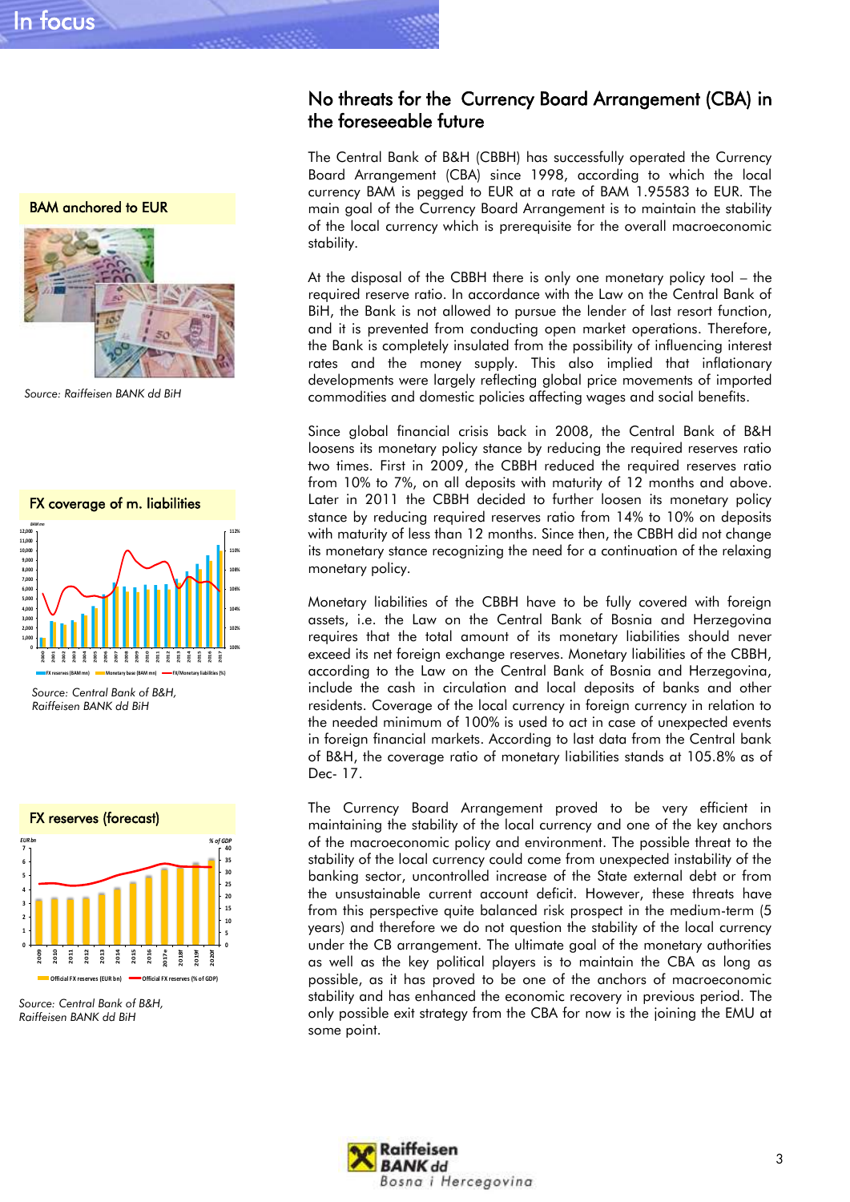# No threats for the Currency Board Arrangement (CBA) in the foreseeable future

The Central Bank of B&H (CBBH) has successfully operated the Currency Board Arrangement (CBA) since 1998, according to which the local currency BAM is pegged to EUR at a rate of BAM 1.95583 to EUR. The main goal of the Currency Board Arrangement is to maintain the stability of the local currency which is prerequisite for the overall macroeconomic stability.

At the disposal of the CBBH there is only one monetary policy tool – the required reserve ratio. In accordance with the Law on the Central Bank of BiH, the Bank is not allowed to pursue the lender of last resort function, and it is prevented from conducting open market operations. Therefore, the Bank is completely insulated from the possibility of influencing interest rates and the money supply. This also implied that inflationary developments were largely reflecting global price movements of imported commodities and domestic policies affecting wages and social benefits.

Since global financial crisis back in 2008, the Central Bank of B&H loosens its monetary policy stance by reducing the required reserves ratio two times. First in 2009, the CBBH reduced the required reserves ratio from 10% to 7%, on all deposits with maturity of 12 months and above. Later in 2011 the CBBH decided to further loosen its monetary policy stance by reducing required reserves ratio from 14% to 10% on deposits with maturity of less than 12 months. Since then, the CBBH did not change its monetary stance recognizing the need for a continuation of the relaxing monetary policy.

Monetary liabilities of the CBBH have to be fully covered with foreign assets, i.e. the Law on the Central Bank of Bosnia and Herzegovina requires that the total amount of its monetary liabilities should never exceed its net foreign exchange reserves. Monetary liabilities of the CBBH, according to the Law on the Central Bank of Bosnia and Herzegovina, include the cash in circulation and local deposits of banks and other residents. Coverage of the local currency in foreign currency in relation to the needed minimum of 100% is used to act in case of unexpected events in foreign financial markets. According to last data from the Central bank of B&H, the coverage ratio of monetary liabilities stands at 105.8% as of Dec- 17.

The Currency Board Arrangement proved to be very efficient in maintaining the stability of the local currency and one of the key anchors of the macroeconomic policy and environment. The possible threat to the stability of the local currency could come from unexpected instability of the banking sector, uncontrolled increase of the State external debt or from the unsustainable current account deficit. However, these threats have from this perspective quite balanced risk prospect in the medium-term (5 years) and therefore we do not question the stability of the local currency under the CB arrangement. The ultimate goal of the monetary authorities as well as the key political players is to maintain the CBA as long as possible, as it has proved to be one of the anchors of macroeconomic stability and has enhanced the economic recovery in previous period. The only possible exit strategy from the CBA for now is the joining the EMU at some point.

**BAM anchored to EUR**

Source: Raiffeisen BANK dd BiH

**FX coverage of m. liabilities**

Source: Central Bank of B&H, Raiffeisen BANK dd BiH

**FX reserves (forecast)**

Source: Central Bank of B&H, Raiffeisen BANK dd BiH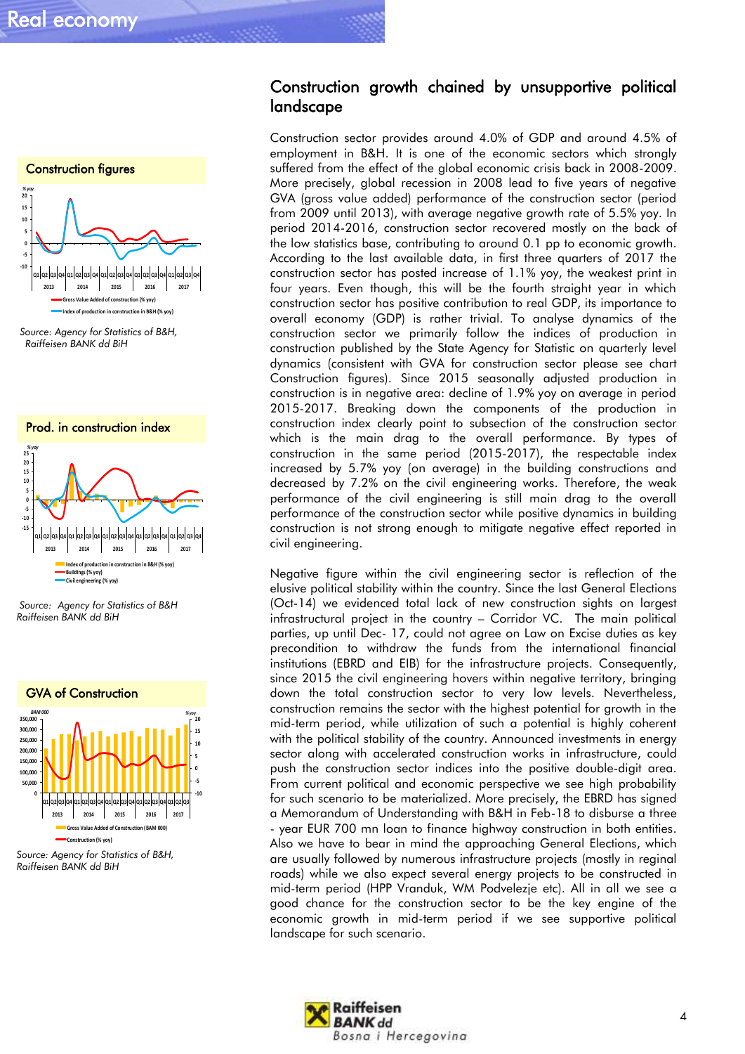## Construction growth chained by unsupportive political landscape

Construction sector provides around 4.0% of GDP and around 4.5% of employment in B&H. It is one of the economic sectors which strongly suffered from the effect of the global economic crisis back in 2008-2009. More precisely, global recession in 2008 lead to five years of negative GVA (gross value added) performance of the construction sector (period from 2009 until 2013), with average negative growth rate of 5.5% yoy. In period 2014-2016, construction sector recovered mostly on the back of the low statistics base, contributing to around 0.1 pp to economic growth. According to the last available data, in first three quarters of 2017 the construction sector has posted increase of 1.1% yoy, the weakest print in four years. Even though, this will be the fourth straight year in which construction sector has positive contribution to real GDP, its importance to overall economy (GDP) is rather trivial. To analyse dynamics of the construction sector we primarily follow the indices of production in construction published by the State Agency for Statistic on quarterly level dynamics (consistent with GVA for construction sector please see chart Construction figures). Since 2015 seasonally adjusted production in construction is in negative area: decline of 1.9% yoy on average in period 2015-2017. Breaking down the components of the production in construction index clearly point to subsection of the construction sector which is the main drag to the overall performance. By types of construction in the same period (2015-2017), the respectable index increased by 5.7% yoy (on average) in the building constructions and decreased by 7.2% on the civil engineering works. Therefore, the weak performance of the civil engineering is still main drag to the overall performance of the construction sector while positive dynamics in building construction is not strong enough to mitigate negative effect reported in civil engineering.

Negative figure within the civil engineering sector is reflection of the elusive political stability within the country. Since the last General Elections (Oct-14) we evidenced total lack of new construction sights on largest infrastructural project in the country – Corridor VC. The main political parties, up until Dec- 17, could not agree on Law on Excise duties as key precondition to withdraw the funds from the international financial institutions (EBRD and EIB) for the infrastructure projects. Consequently, since 2015 the civil engineering hovers within negative territory, bringing down the total construction sector to very low levels. Nevertheless, construction remains the sector with the highest potential for growth in the mid-term period, while utilization of such a potential is highly coherent with the political stability of the country. Announced investments in energy sector along with accelerated construction works in infrastructure, could push the construction sector indices into the positive double-digit area. From current political and economic perspective we see high probability for such scenario to be materialized. More precisely, the EBRD has signed a Memorandum of Understanding with B&H in Feb-18 to disburse a three - year EUR 700 mn loan to finance highway construction in both entities. Also we have to bear in mind the approaching General Elections, which are usually followed by numerous infrastructure projects (mostly in regional roads) while we also expect several energy projects to be constructed in mid-term period (HPP Vranduk, WM Podvelezje etc). All in all we see a good chance for the construction sector to be the key engine of the economic growth in mid-term period if we see supportive political landscape for such scenario.

**Construction figures**

*Source: Agency for Statistics of B&H, Raiffeisen BANK dd BiH*

**Prod. in construction index**

*Source: Agency for Statistics of B&H Raiffeisen BANK dd BiH*

**GVA of Construction**

*Source: Agency for Statistics of B&H, Raiffeisen BANK dd BiH*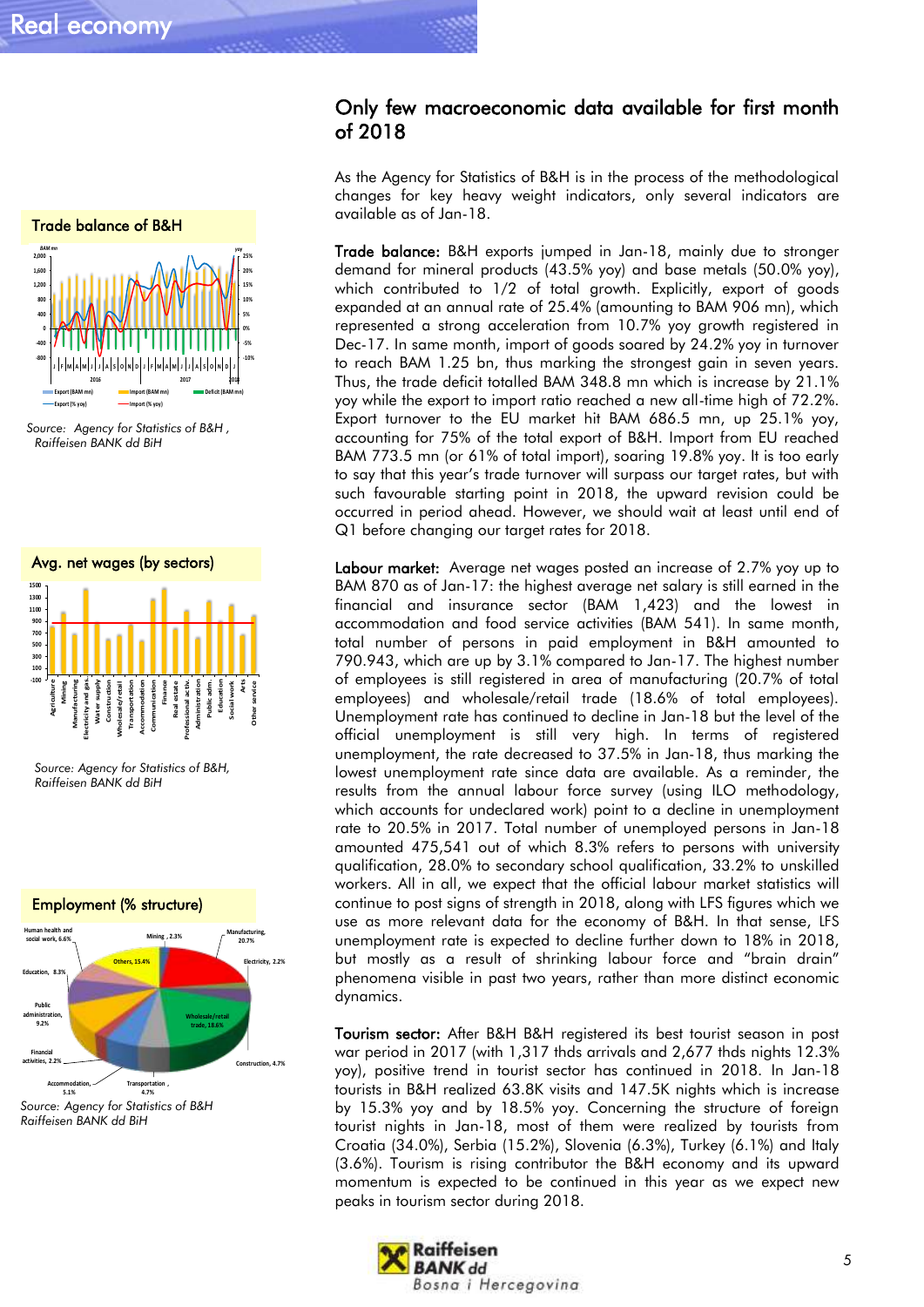## Only few macroeconomic data available for first month of 2018

As the Agency for Statistics of B&H is in the process of the methodological changes for key heavy weight indicators, only several indicators are available as of Jan-18.

**Trade balance:** B&H exports jumped in Jan-18, mainly due to stronger demand for mineral products (43.5% yoy) and base metals (50.0% yoy), which contributed to 1/2 of total growth. Explicitly, export of goods expanded at an annual rate of 25.4% (amounting to BAM 906 mn), which represented a strong acceleration from 10.7% yoy growth registered in Dec-17. In same month, import of goods soared by 24.2% yoy in turnover to reach BAM 1.25 bn, thus marking the strongest gain in seven years. Thus, the trade deficit totalled BAM 348.8 mn which is increase by 21.1% yoy while the export to import ratio reached a new all-time high of 72.2%. Export turnover to the EU market hit BAM 686.5 mn, up 25.1% yoy, accounting for 75% of the total export of B&H. Import from EU reached BAM 773.5 mn (or 61% of total import), soaring 19.8% yoy. It is too early to say that this year's trade turnover will surpass our target rates, but with such favourable starting point in 2018, the upward revision could be occurred in period ahead. However, we should wait at least until end of Q1 before changing our target rates for 2018.

**Trade balance of B&H**

Source: Agency for Statistics of B&H , Raiffeisen BANK dd BiH

**Labour market:** Average net wages posted an increase of 2.7% yoy up to BAM 870 as of Jan-17: the highest average net salary is still earned in the financial and insurance sector (BAM 1,423) and the lowest in accommodation and food service activities (BAM 541). In same month, total number of persons in paid employment in B&H amounted to 790.943, which are up by 3.1% compared to Jan-17. The highest number of employees is still registered in area of manufacturing (20.7% of total employees) and wholesale/retail trade (18.6% of total employees). Unemployment rate has continued to decline in Jan-18 but the level of the official unemployment is still very high. In terms of registered unemployment, the rate decreased to 37.5% in Jan-18, thus marking the lowest unemployment rate since data are available. As a reminder, the results from the annual labour force survey (using ILO methodology, which accounts for undeclared work) point to a decline in unemployment rate to 20.5% in 2017. Total number of unemployed persons in Jan-18 amounted 475,541 out of which 8.3% refers to persons with university qualification, 28.0% to secondary school qualification, 33.2% to unskilled workers. All in all, we expect that the official labour market statistics will continue to post signs of strength in 2018, along with LFS figures which we use as more relevant data for the economy of B&H. In that sense, LFS unemployment rate is expected to decline further down to 18% in 2018, but mostly as a result of shrinking labour force and "brain drain" phenomena visible in past two years, rather than more distinct economic dynamics.

**Avg. net wages (by sectors)**

Source: Agency for Statistics of B&H, Raiffeisen BANK dd BiH

**Tourism sector:** After B&H B&H registered its best tourist season in post war period in 2017 (with 1,317 thds arrivals and 2,677 thds nights 12.3% yoy), positive trend in tourist sector has continued in 2018. In Jan-18 tourists in B&H realized 63.8K visits and 147.5K nights which is increase by 15.3% yoy and by 18.5% yoy. Concerning the structure of foreign tourist nights in Jan-18, most of them were realized by tourists from Croatia (34.0%), Serbia (15.2%), Slovenia (6.3%), Turkey (6.1%) and Italy (3.6%). Tourism is rising contributor the B&H economy and its upward momentum is expected to be continued in this year as we expect new peaks in tourism sector during 2018.

**Employment (% structure)**

Source: Agency for Statistics of B&H Raiffeisen BANK dd BiH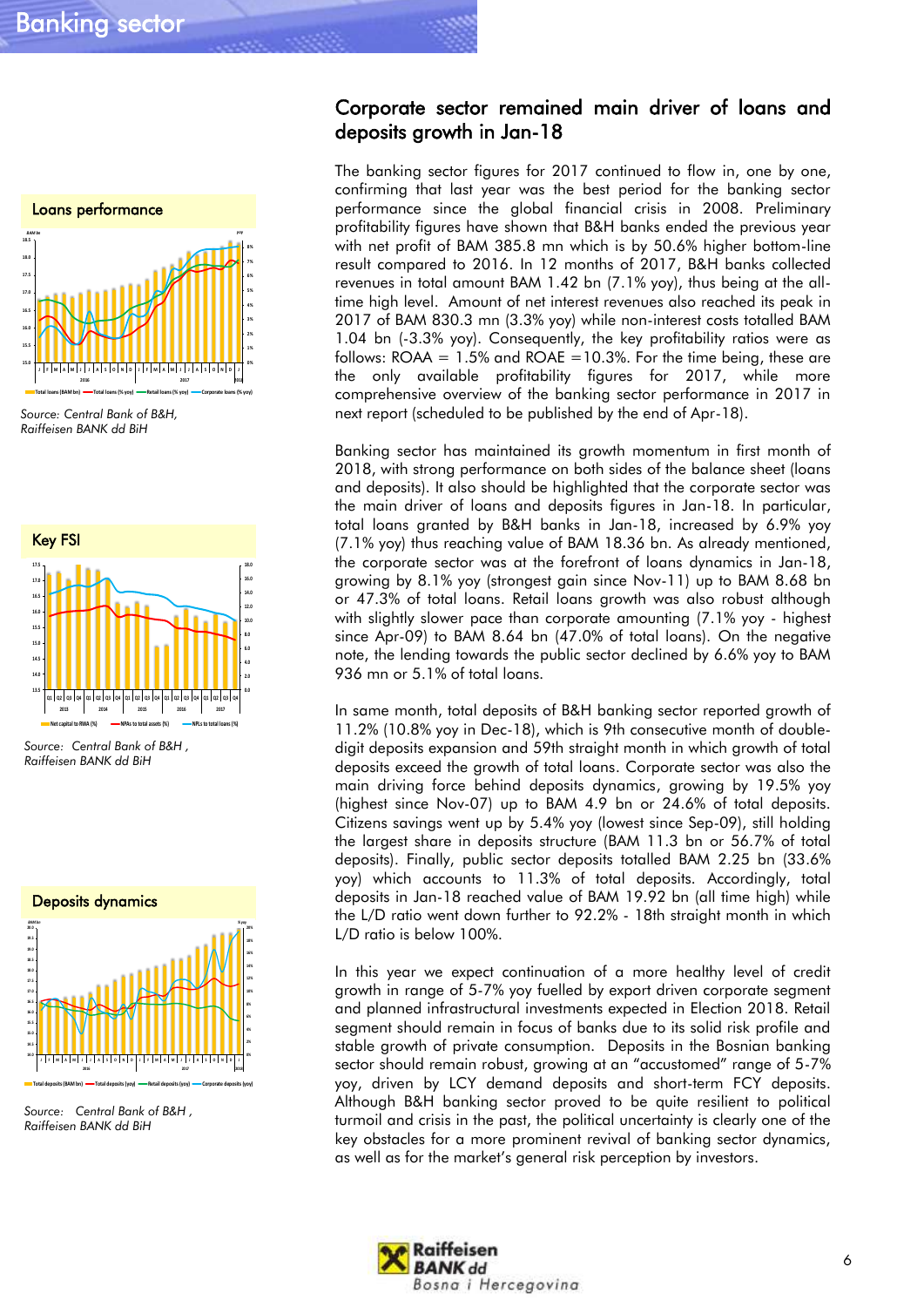## Corporate sector remained main driver of loans and deposits growth in Jan-18

The banking sector figures for 2017 continued to flow in, one by one, confirming that last year was the best period for the banking sector performance since the global financial crisis in 2008. Preliminary profitability figures have shown that B&H banks ended the previous year with net profit of BAM 385.8 mn which is by 50.6% higher bottom-line result compared to 2016. In 12 months of 2017, B&H banks collected revenues in total amount BAM 1.42 bn (7.1% yoy), thus being at the all-time high level. Amount of net interest revenues also reached its peak in 2017 of BAM 830.3 mn (3.3% yoy) while non-interest costs totalled BAM 1.04 bn (-3.3% yoy). Consequently, the key profitability ratios were as follows: ROAA = 1.5% and ROAE =10.3%. For the time being, these are the only available profitability figures for 2017, while more comprehensive overview of the banking sector performance in 2017 in next report (scheduled to be published by the end of Apr-18).

Banking sector has maintained its growth momentum in first month of 2018, with strong performance on both sides of the balance sheet (loans and deposits). It also should be highlighted that the corporate sector was the main driver of loans and deposits figures in Jan-18. In particular, total loans granted by B&H banks in Jan-18, increased by 6.9% yoy (7.1% yoy) thus reaching value of BAM 18.36 bn. As already mentioned, the corporate sector was at the forefront of loans dynamics in Jan-18, growing by 8.1% yoy (strongest gain since Nov-11) up to BAM 8.68 bn or 47.3% of total loans. Retail loans growth was also robust although with slightly slower pace than corporate amounting (7.1% yoy - highest since Apr-09) to BAM 8.64 bn (47.0% of total loans). On the negative note, the lending towards the public sector declined by 6.6% yoy to BAM 936 mn or 5.1% of total loans.

In same month, total deposits of B&H banking sector reported growth of 11.2% (10.8% yoy in Dec-18), which is 9th consecutive month of double-digit deposits expansion and 59th straight month in which growth of total deposits exceed the growth of total loans. Corporate sector was also the main driving force behind deposits dynamics, growing by 19.5% yoy (highest since Nov-07) up to BAM 4.9 bn or 24.6% of total deposits. Citizens savings went up by 5.4% yoy (lowest since Sep-09), still holding the largest share in deposits structure (BAM 11.3 bn or 56.7% of total deposits). Finally, public sector deposits totalled BAM 2.25 bn (33.6% yoy) which accounts to 11.3% of total deposits. Accordingly, total deposits in Jan-18 reached value of BAM 19.92 bn (all time high) while the L/D ratio went down further to 92.2% - 18th straight month in which L/D ratio is below 100%.

In this year we expect continuation of a more healthy level of credit growth in range of 5-7% yoy fuelled by export driven corporate segment and planned infrastructural investments expected in Election 2018. Retail segment should remain in focus of banks due to its solid risk profile and stable growth of private consumption. Deposits in the Bosnian banking sector should remain robust, growing at an "accustomed" range of 5-7% yoy, driven by LCY demand deposits and short-term FCY deposits. Although B&H banking sector proved to be quite resilient to political turmoil and crisis in the past, the political uncertainty is clearly one of the key obstacles for a more prominent revival of banking sector dynamics, as well as for the market's general risk perception by investors.

**Loans performance**

Source: Central Bank of B&H, Raiffeisen BANK dd BiH

**Key FSI**

Source: Central Bank of B&H , Raiffeisen BANK dd BiH

**Deposits dynamics**

Source: Central Bank of B&H , Raiffeisen BANK dd BiH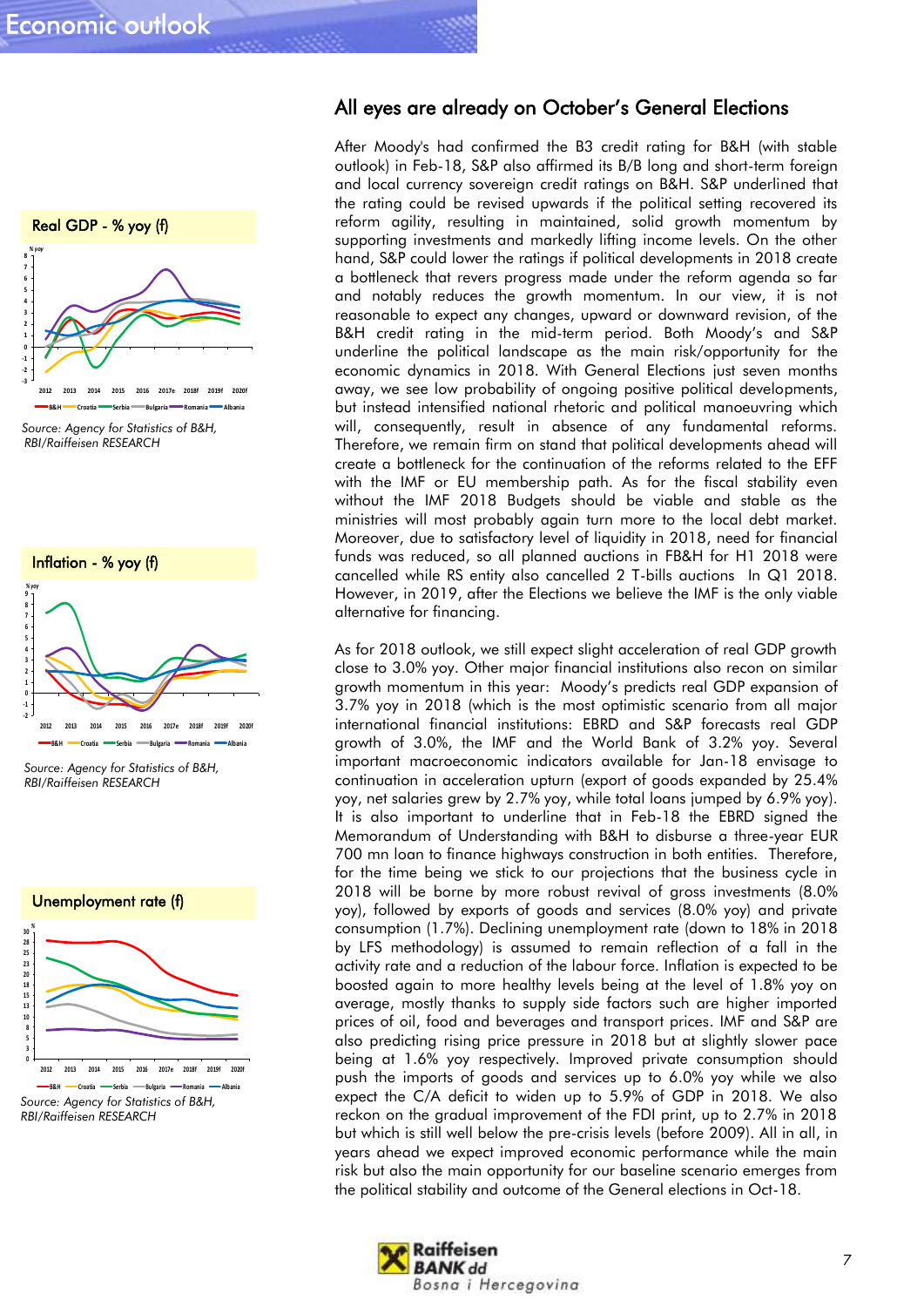# Economic outlook

## All eyes are already on October's General Elections

After Moody's had confirmed the B3 credit rating for B&H (with stable outlook) in Feb-18, S&P also affirmed its B/B long and short-term foreign and local currency sovereign credit ratings on B&H. S&P underlined that the rating could be revised upwards if the political setting recovered its reform agility, resulting in maintained, solid growth momentum by supporting investments and markedly lifting income levels. On the other hand, S&P could lower the ratings if political developments in 2018 create a bottleneck that revers progress made under the reform agenda so far and notably reduces the growth momentum. In our view, it is not reasonable to expect any changes, upward or downward revision, of the B&H credit rating in the mid-term period. Both Moody's and S&P underline the political landscape as the main risk/opportunity for the economic dynamics in 2018. With General Elections just seven months away, we see low probability of ongoing positive political developments, but instead intensified national rhetoric and political manoeuvring which will, consequently, result in absence of any fundamental reforms. Therefore, we remain firm on stand that political developments ahead will create a bottleneck for the continuation of the reforms related to the EFF with the IMF or EU membership path. As for the fiscal stability even without the IMF 2018 Budgets should be viable and stable as the ministries will most probably again turn more to the local debt market. Moreover, due to satisfactory level of liquidity in 2018, need for financial funds was reduced, so all planned auctions in FB&H for H1 2018 were cancelled while RS entity also cancelled 2 T-bills auctions In Q1 2018. However, in 2019, after the Elections we believe the IMF is the only viable alternative for financing.

As for 2018 outlook, we still expect slight acceleration of real GDP growth close to 3.0% yoy. Other major financial institutions also recon on similar growth momentum in this year: Moody's predicts real GDP expansion of 3.7% yoy in 2018 (which is the most optimistic scenario from all major international financial institutions: EBRD and S&P forecasts real GDP growth of 3.0%, the IMF and the World Bank of 3.2% yoy. Several important macroeconomic indicators available for Jan-18 envisage to continuation in acceleration upturn (export of goods expanded by 25.4% yoy, net salaries grew by 2.7% yoy, while total loans jumped by 6.9% yoy). It is also important to underline that in Feb-18 the EBRD signed the Memorandum of Understanding with B&H to disburse a three-year EUR 700 mn loan to finance highways construction in both entities. Therefore, for the time being we stick to our projections that the business cycle in 2018 will be borne by more robust revival of gross investments (8.0% yoy), followed by exports of goods and services (8.0% yoy) and private consumption (1.7%). Declining unemployment rate (down to 18% in 2018 by LFS methodology) is assumed to remain reflection of a fall in the activity rate and a reduction of the labour force. Inflation is expected to be boosted again to more healthy levels being at the level of 1.8% yoy on average, mostly thanks to supply side factors such are higher imported prices of oil, food and beverages and transport prices. IMF and S&P are also predicting rising price pressure in 2018 but at slightly slower pace being at 1.6% yoy respectively. Improved private consumption should push the imports of goods and services up to 6.0% yoy while we also expect the C/A deficit to widen up to 5.9% of GDP in 2018. We also reckon on the gradual improvement of the FDI print, up to 2.7% in 2018 but which is still well below the pre-crisis levels (before 2009). All in all, in years ahead we expect improved economic performance while the main risk but also the main opportunity for our baseline scenario emerges from the political stability and outcome of the General elections in Oct-18.

**Real GDP - % yoy (f)**

Source: Agency for Statistics of B&H, RBI/Raiffeisen RESEARCH

**Inflation - % yoy (f)**

Source: Agency for Statistics of B&H, RBI/Raiffeisen RESEARCH

**Unemployment rate (f)**

Source: Agency for Statistics of B&H, RBI/Raiffeisen RESEARCH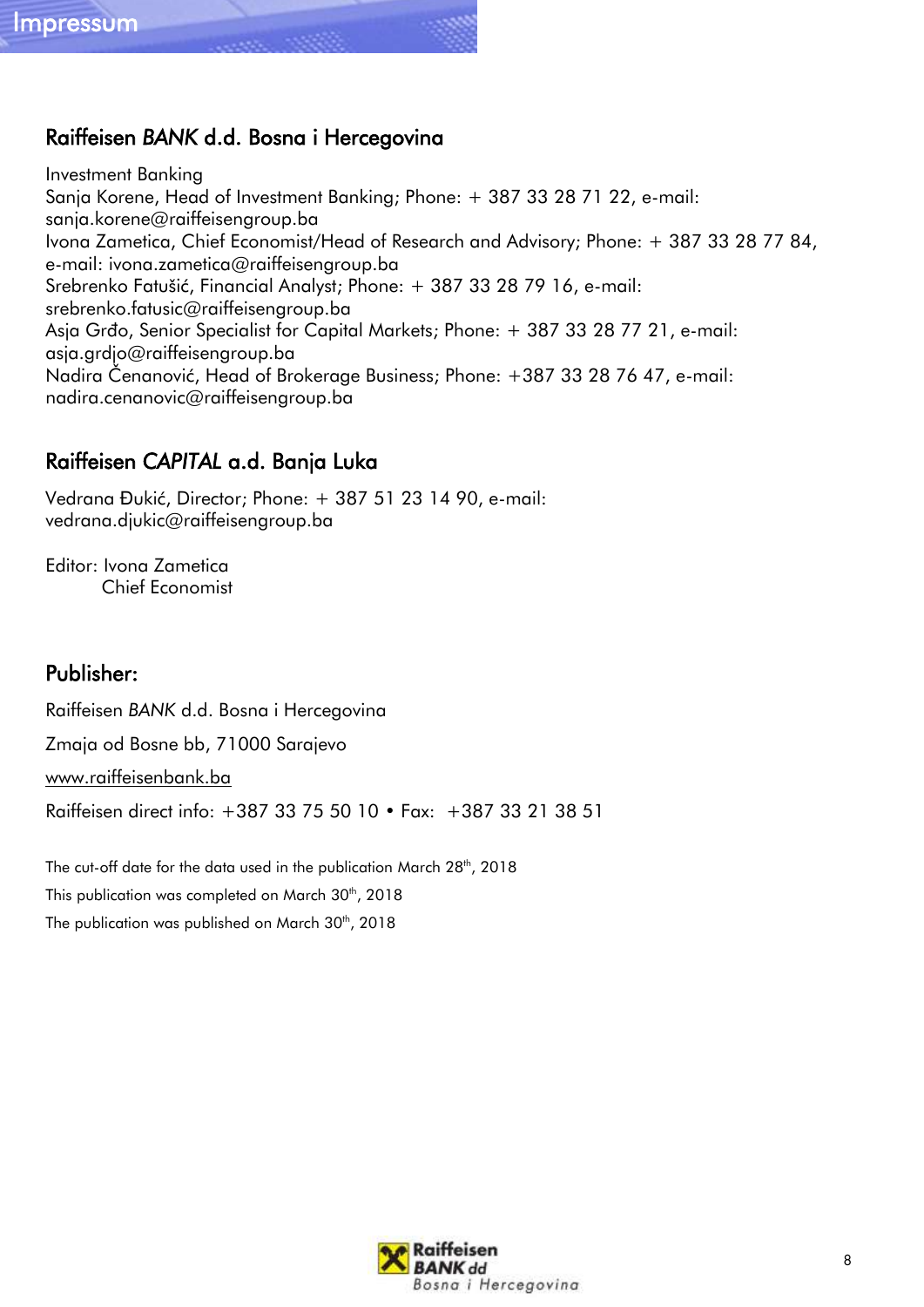# Impressum

## Raiffeisen *BANK* d.d. Bosna i Hercegovina

Investment Banking
Sanja Korene, Head of Investment Banking; Phone: + 387 33 28 71 22, e-mail: sanja.korene@raiffeisengroup.ba
Ivona Zametica, Chief Economist/Head of Research and Advisory; Phone: + 387 33 28 77 84, e-mail: ivona.zametica@raiffeisengroup.ba
Srebrenko Fatušić, Financial Analyst; Phone: + 387 33 28 79 16, e-mail: srebrenko.fatusic@raiffeisengroup.ba
Asja Grđo, Senior Specialist for Capital Markets; Phone: + 387 33 28 77 21, e-mail: asja.grdjo@raiffeisengroup.ba
Nadira Čenanović, Head of Brokerage Business; Phone: +387 33 28 76 47, e-mail: nadira.cenanovic@raiffeisengroup.ba

## Raiffeisen *CAPITAL* a.d. Banja Luka

Vedrana Đukić, Director; Phone: + 387 51 23 14 90, e-mail: vedrana.djukic@raiffeisengroup.ba

Editor: Ivona Zametica
Chief Economist

## Publisher:

Raiffeisen *BANK* d.d. Bosna i Hercegovina

Zmaja od Bosne bb, 71000 Sarajevo

www.raiffeisenbank.ba

Raiffeisen direct info: +387 33 75 50 10 • Fax: +387 33 21 38 51

The cut-off date for the data used in the publication March 28th, 2018

This publication was completed on March 30th, 2018

The publication was published on March 30th, 2018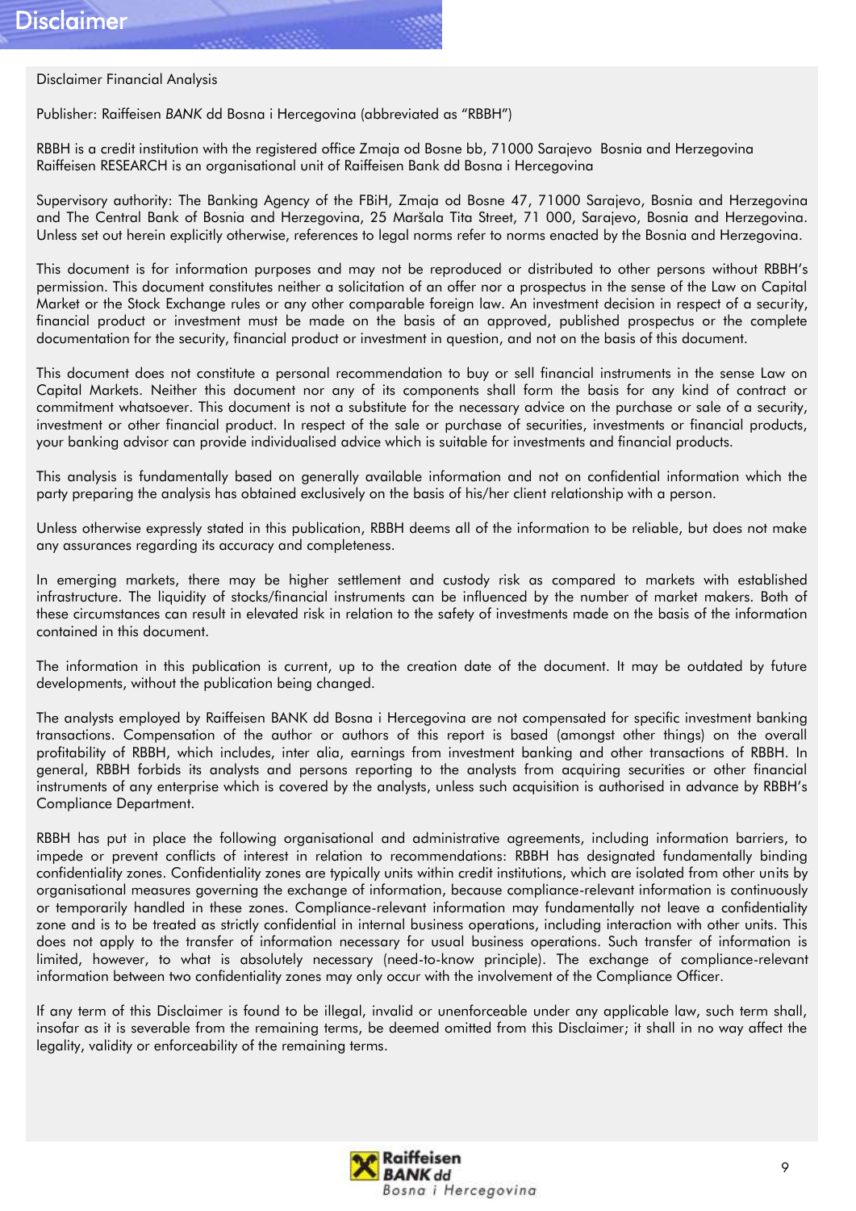# Disclaimer

Disclaimer Financial Analysis

Publisher: Raiffeisen *BANK* dd Bosna i Hercegovina (abbreviated as "RBBH")

RBBH is a credit institution with the registered office Zmaja od Bosne bb, 71000 Sarajevo Bosnia and Herzegovina
Raiffeisen RESEARCH is an organisational unit of Raiffeisen Bank dd Bosna i Hercegovina

Supervisory authority: The Banking Agency of the FBiH, Zmaja od Bosne 47, 71000 Sarajevo, Bosnia and Herzegovina and The Central Bank of Bosnia and Herzegovina, 25 Maršala Tita Street, 71 000, Sarajevo, Bosnia and Herzegovina. Unless set out herein explicitly otherwise, references to legal norms refer to norms enacted by the Bosnia and Herzegovina.

This document is for information purposes and may not be reproduced or distributed to other persons without RBBH's permission. This document constitutes neither a solicitation of an offer nor a prospectus in the sense of the Law on Capital Market or the Stock Exchange rules or any other comparable foreign law. An investment decision in respect of a security, financial product or investment must be made on the basis of an approved, published prospectus or the complete documentation for the security, financial product or investment in question, and not on the basis of this document.

This document does not constitute a personal recommendation to buy or sell financial instruments in the sense Law on Capital Markets. Neither this document nor any of its components shall form the basis for any kind of contract or commitment whatsoever. This document is not a substitute for the necessary advice on the purchase or sale of a security, investment or other financial product. In respect of the sale or purchase of securities, investments or financial products, your banking advisor can provide individualised advice which is suitable for investments and financial products.

This analysis is fundamentally based on generally available information and not on confidential information which the party preparing the analysis has obtained exclusively on the basis of his/her client relationship with a person.

Unless otherwise expressly stated in this publication, RBBH deems all of the information to be reliable, but does not make any assurances regarding its accuracy and completeness.

In emerging markets, there may be higher settlement and custody risk as compared to markets with established infrastructure. The liquidity of stocks/financial instruments can be influenced by the number of market makers. Both of these circumstances can result in elevated risk in relation to the safety of investments made on the basis of the information contained in this document.

The information in this publication is current, up to the creation date of the document. It may be outdated by future developments, without the publication being changed.

The analysts employed by Raiffeisen BANK dd Bosna i Hercegovina are not compensated for specific investment banking transactions. Compensation of the author or authors of this report is based (amongst other things) on the overall profitability of RBBH, which includes, inter alia, earnings from investment banking and other transactions of RBBH. In general, RBBH forbids its analysts and persons reporting to the analysts from acquiring securities or other financial instruments of any enterprise which is covered by the analysts, unless such acquisition is authorised in advance by RBBH's Compliance Department.

RBBH has put in place the following organisational and administrative agreements, including information barriers, to impede or prevent conflicts of interest in relation to recommendations: RBBH has designated fundamentally binding confidentiality zones. Confidentiality zones are typically units within credit institutions, which are isolated from other units by organisational measures governing the exchange of information, because compliance-relevant information is continuously or temporarily handled in these zones. Compliance-relevant information may fundamentally not leave a confidentiality zone and is to be treated as strictly confidential in internal business operations, including interaction with other units. This does not apply to the transfer of information necessary for usual business operations. Such transfer of information is limited, however, to what is absolutely necessary (need-to-know principle). The exchange of compliance-relevant information between two confidentiality zones may only occur with the involvement of the Compliance Officer.

If any term of this Disclaimer is found to be illegal, invalid or unenforceable under any applicable law, such term shall, insofar as it is severable from the remaining terms, be deemed omitted from this Disclaimer; it shall in no way affect the legality, validity or enforceability of the remaining terms.